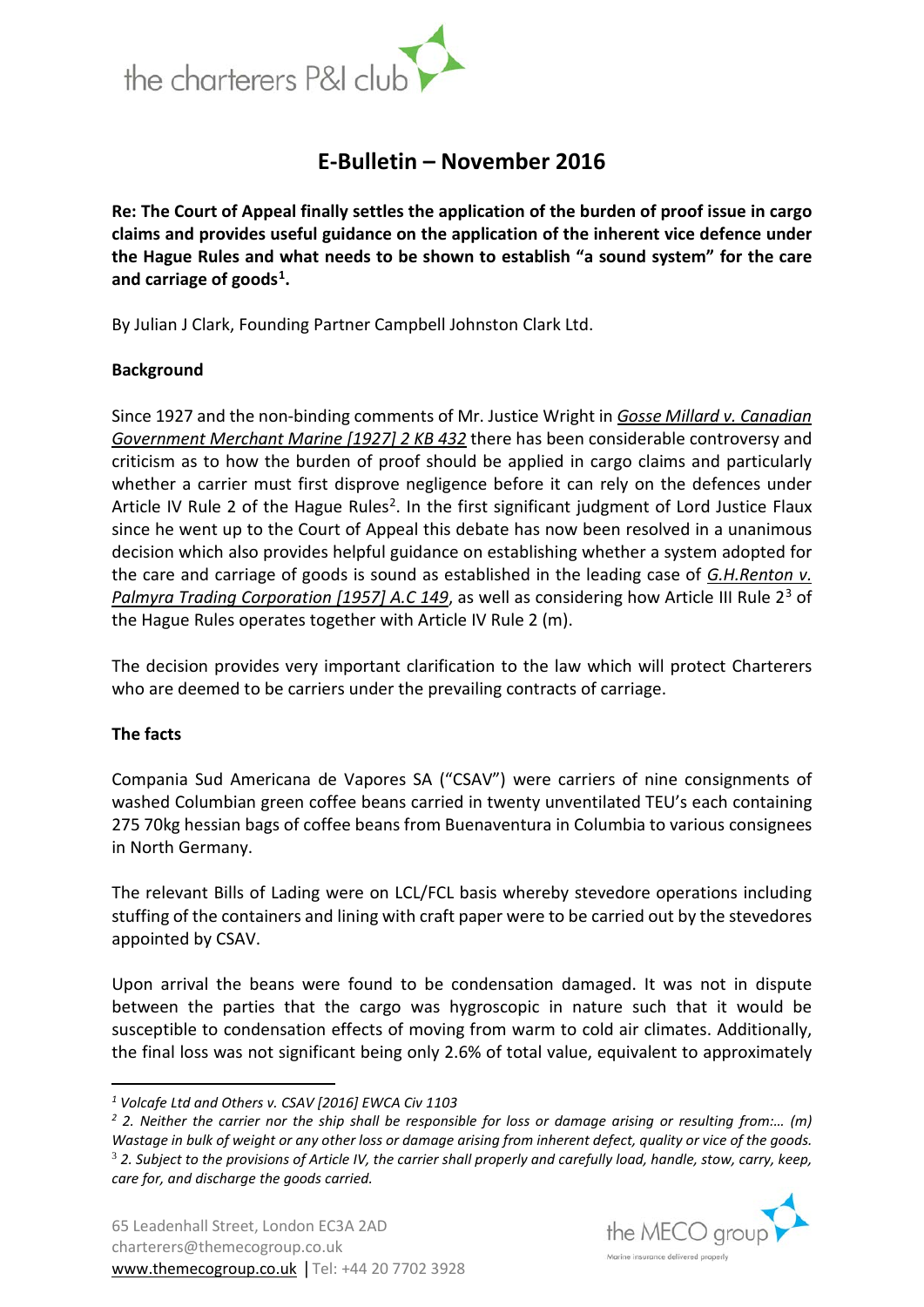# E-Bulletin – November 2016

**Re: The Court of Appeal finally settles the application of the burden of proof issue in cargo claims and provides useful guidance on the application of the inherent vice defence under the Hague Rules and what needs to be shown to establish "a sound system" for the care and carriage of goods[1].**

By Julian J Clark, Founding Partner Campbell Johnston Clark Ltd.

**Background**

Since 1927 and the non-binding comments of Mr. Justice Wright in *Gosse Millard v. Canadian Government Merchant Marine [1927] 2 KB 432* there has been considerable controversy and criticism as to how the burden of proof should be applied in cargo claims and particularly whether a carrier must first disprove negligence before it can rely on the defences under Article IV Rule 2 of the Hague Rules[2]. In the first significant judgment of Lord Justice Flaux since he went up to the Court of Appeal this debate has now been resolved in a unanimous decision which also provides helpful guidance on establishing whether a system adopted for the care and carriage of goods is sound as established in the leading case of *G.H.Renton v. Palmyra Trading Corporation [1957] A.C 149*, as well as considering how Article III Rule 2[3] of the Hague Rules operates together with Article IV Rule 2 (m).

The decision provides very important clarification to the law which will protect Charterers who are deemed to be carriers under the prevailing contracts of carriage.

**The facts**

Compania Sud Americana de Vapores SA ("CSAV") were carriers of nine consignments of washed Columbian green coffee beans carried in twenty unventilated TEU's each containing 275 70kg hessian bags of coffee beans from Buenaventura in Columbia to various consignees in North Germany.

The relevant Bills of Lading were on LCL/FCL basis whereby stevedore operations including stuffing of the containers and lining with craft paper were to be carried out by the stevedores appointed by CSAV.

Upon arrival the beans were found to be condensation damaged. It was not in dispute between the parties that the cargo was hygroscopic in nature such that it would be susceptible to condensation effects of moving from warm to cold air climates. Additionally, the final loss was not significant being only 2.6% of total value, equivalent to approximately

---

[1] *Volcafe Ltd and Others v. CSAV [2016] EWCA Civ 1103*

[2] *2. Neither the carrier nor the ship shall be responsible for loss or damage arising or resulting from:… (m) Wastage in bulk of weight or any other loss or damage arising from inherent defect, quality or vice of the goods.*

[3] *2. Subject to the provisions of Article IV, the carrier shall properly and carefully load, handle, stow, carry, keep, care for, and discharge the goods carried.*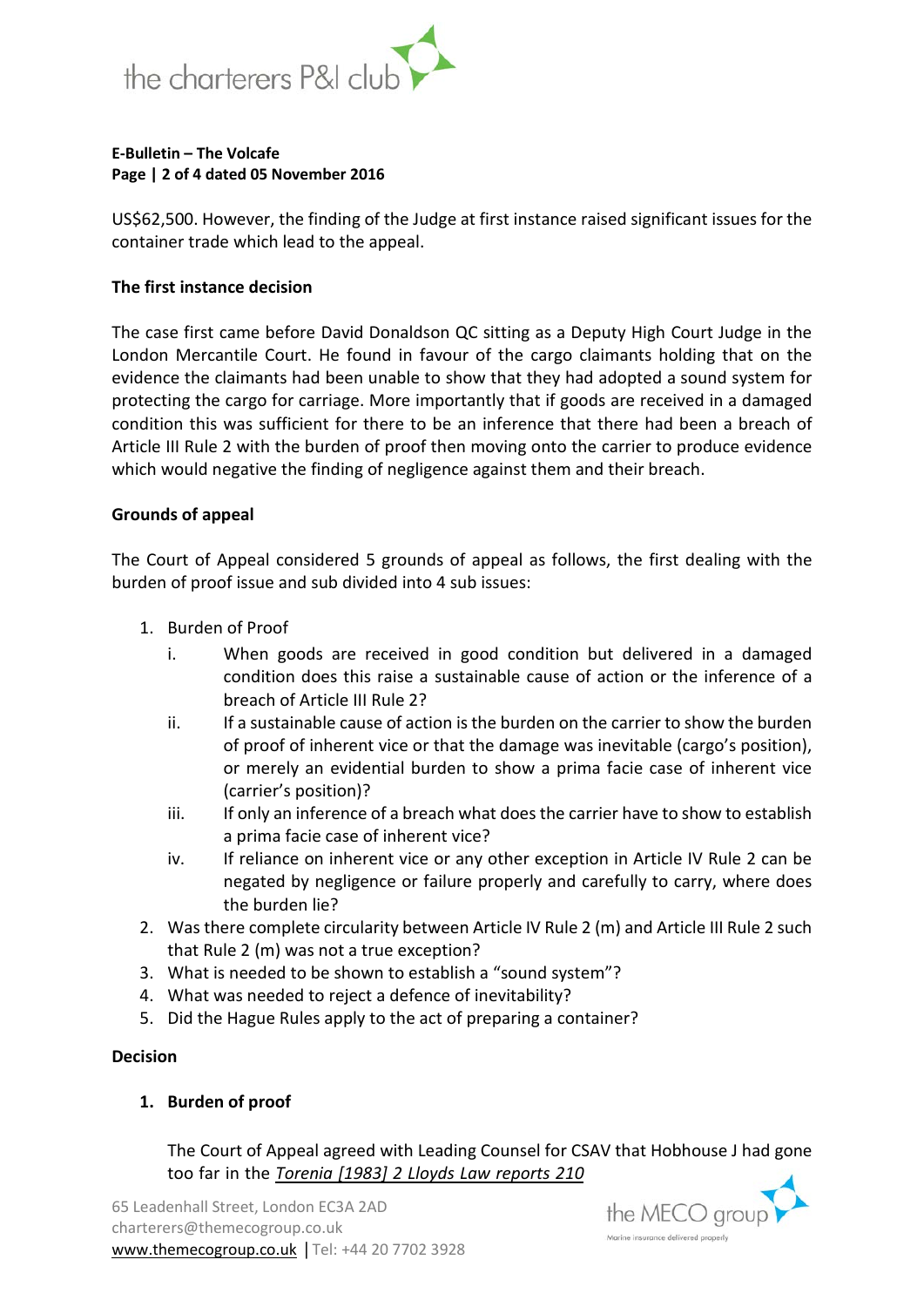US$62,500. However, the finding of the Judge at first instance raised significant issues for the container trade which lead to the appeal.

**The first instance decision**

The case first came before David Donaldson QC sitting as a Deputy High Court Judge in the London Mercantile Court. He found in favour of the cargo claimants holding that on the evidence the claimants had been unable to show that they had adopted a sound system for protecting the cargo for carriage. More importantly that if goods are received in a damaged condition this was sufficient for there to be an inference that there had been a breach of Article III Rule 2 with the burden of proof then moving onto the carrier to produce evidence which would negative the finding of negligence against them and their breach.

**Grounds of appeal**

The Court of Appeal considered 5 grounds of appeal as follows, the first dealing with the burden of proof issue and sub divided into 4 sub issues:

1. Burden of Proof
   i. When goods are received in good condition but delivered in a damaged condition does this raise a sustainable cause of action or the inference of a breach of Article III Rule 2?
   ii. If a sustainable cause of action is the burden on the carrier to show the burden of proof of inherent vice or that the damage was inevitable (cargo's position), or merely an evidential burden to show a prima facie case of inherent vice (carrier's position)?
   iii. If only an inference of a breach what does the carrier have to show to establish a prima facie case of inherent vice?
   iv. If reliance on inherent vice or any other exception in Article IV Rule 2 can be negated by negligence or failure properly and carefully to carry, where does the burden lie?
2. Was there complete circularity between Article IV Rule 2 (m) and Article III Rule 2 such that Rule 2 (m) was not a true exception?
3. What is needed to be shown to establish a "sound system"?
4. What was needed to reject a defence of inevitability?
5. Did the Hague Rules apply to the act of preparing a container?

**Decision**

1. **Burden of proof**

   The Court of Appeal agreed with Leading Counsel for CSAV that Hobhouse J had gone too far in the *Torenia [1983] 2 Lloyds Law reports 210*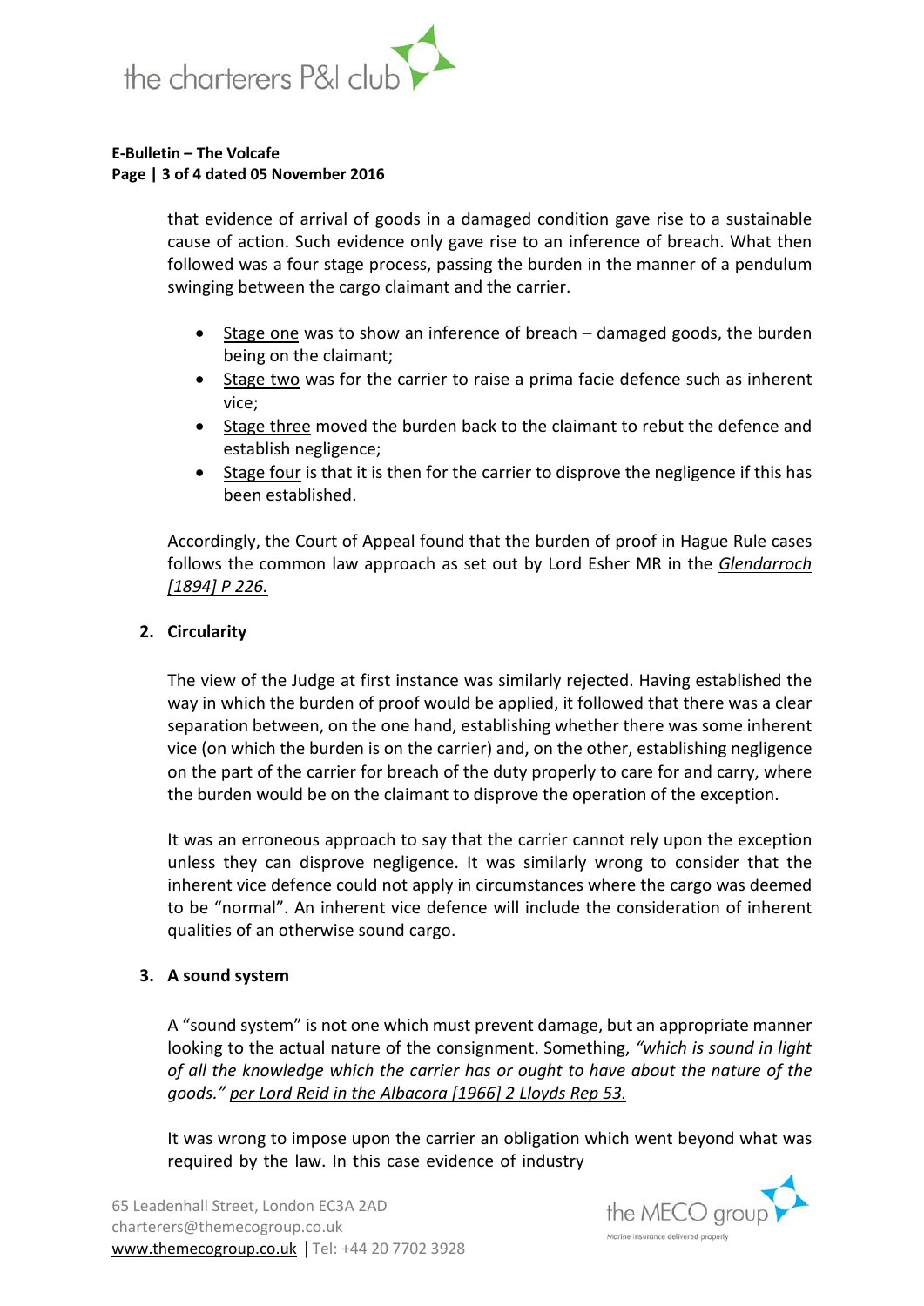that evidence of arrival of goods in a damaged condition gave rise to a sustainable cause of action. Such evidence only gave rise to an inference of breach. What then followed was a four stage process, passing the burden in the manner of a pendulum swinging between the cargo claimant and the carrier.

- Stage one was to show an inference of breach – damaged goods, the burden being on the claimant;
- Stage two was for the carrier to raise a prima facie defence such as inherent vice;
- Stage three moved the burden back to the claimant to rebut the defence and establish negligence;
- Stage four is that it is then for the carrier to disprove the negligence if this has been established.

Accordingly, the Court of Appeal found that the burden of proof in Hague Rule cases follows the common law approach as set out by Lord Esher MR in the *Glendarroch [1894] P 226.*

## 2. Circularity

The view of the Judge at first instance was similarly rejected. Having established the way in which the burden of proof would be applied, it followed that there was a clear separation between, on the one hand, establishing whether there was some inherent vice (on which the burden is on the carrier) and, on the other, establishing negligence on the part of the carrier for breach of the duty properly to care for and carry, where the burden would be on the claimant to disprove the operation of the exception.

It was an erroneous approach to say that the carrier cannot rely upon the exception unless they can disprove negligence. It was similarly wrong to consider that the inherent vice defence could not apply in circumstances where the cargo was deemed to be "normal". An inherent vice defence will include the consideration of inherent qualities of an otherwise sound cargo.

## 3. A sound system

A "sound system" is not one which must prevent damage, but an appropriate manner looking to the actual nature of the consignment. Something, *"which is sound in light of all the knowledge which the carrier has or ought to have about the nature of the goods."* per Lord Reid in the Albacora [1966] 2 Lloyds Rep 53.

It was wrong to impose upon the carrier an obligation which went beyond what was required by the law. In this case evidence of industry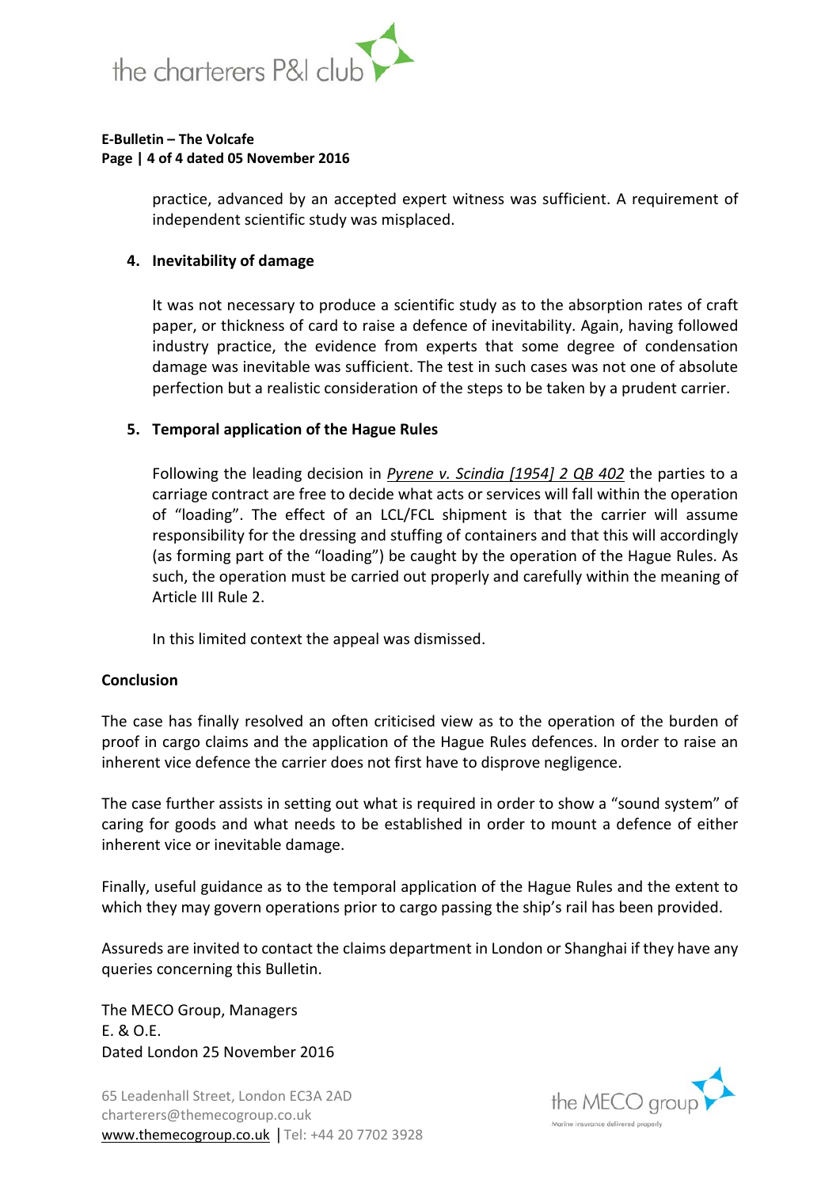practice, advanced by an accepted expert witness was sufficient. A requirement of independent scientific study was misplaced.

**4. Inevitability of damage**

It was not necessary to produce a scientific study as to the absorption rates of craft paper, or thickness of card to raise a defence of inevitability. Again, having followed industry practice, the evidence from experts that some degree of condensation damage was inevitable was sufficient. The test in such cases was not one of absolute perfection but a realistic consideration of the steps to be taken by a prudent carrier.

**5. Temporal application of the Hague Rules**

Following the leading decision in *Pyrene v. Scindia [1954] 2 QB 402* the parties to a carriage contract are free to decide what acts or services will fall within the operation of "loading". The effect of an LCL/FCL shipment is that the carrier will assume responsibility for the dressing and stuffing of containers and that this will accordingly (as forming part of the "loading") be caught by the operation of the Hague Rules. As such, the operation must be carried out properly and carefully within the meaning of Article III Rule 2.

In this limited context the appeal was dismissed.

**Conclusion**

The case has finally resolved an often criticised view as to the operation of the burden of proof in cargo claims and the application of the Hague Rules defences. In order to raise an inherent vice defence the carrier does not first have to disprove negligence.

The case further assists in setting out what is required in order to show a "sound system" of caring for goods and what needs to be established in order to mount a defence of either inherent vice or inevitable damage.

Finally, useful guidance as to the temporal application of the Hague Rules and the extent to which they may govern operations prior to cargo passing the ship's rail has been provided.

Assureds are invited to contact the claims department in London or Shanghai if they have any queries concerning this Bulletin.

The MECO Group, Managers
E. & O.E.
Dated London 25 November 2016

65 Leadenhall Street, London EC3A 2AD
charterers@themecogroup.co.uk
www.themecogroup.co.uk | Tel: +44 20 7702 3928